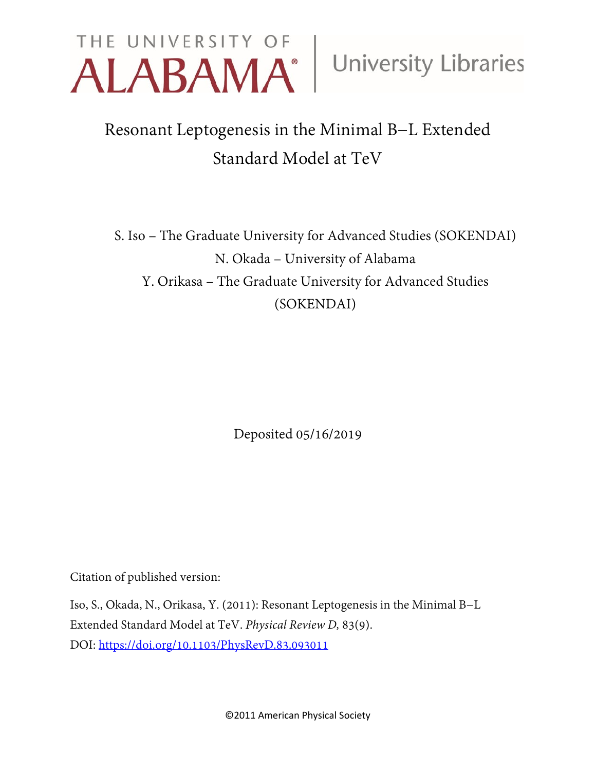THE UNIVERSITY OF ALABAMA® | University Libraries

# Resonant Leptogenesis in the Minimal B−L Extended Standard Model at TeV

S. Iso – The Graduate University for Advanced Studies (SOKENDAI)

N. Okada – University of Alabama

Y. Orikasa – The Graduate University for Advanced Studies (SOKENDAI)

Deposited 05/16/2019

Citation of published version:

Iso, S., Okada, N., Orikasa, Y. (2011): Resonant Leptogenesis in the Minimal B−L Extended Standard Model at TeV. *Physical Review D,* 83(9).

DOI: https://doi.org/10.1103/PhysRevD.83.093011

©2011 American Physical Society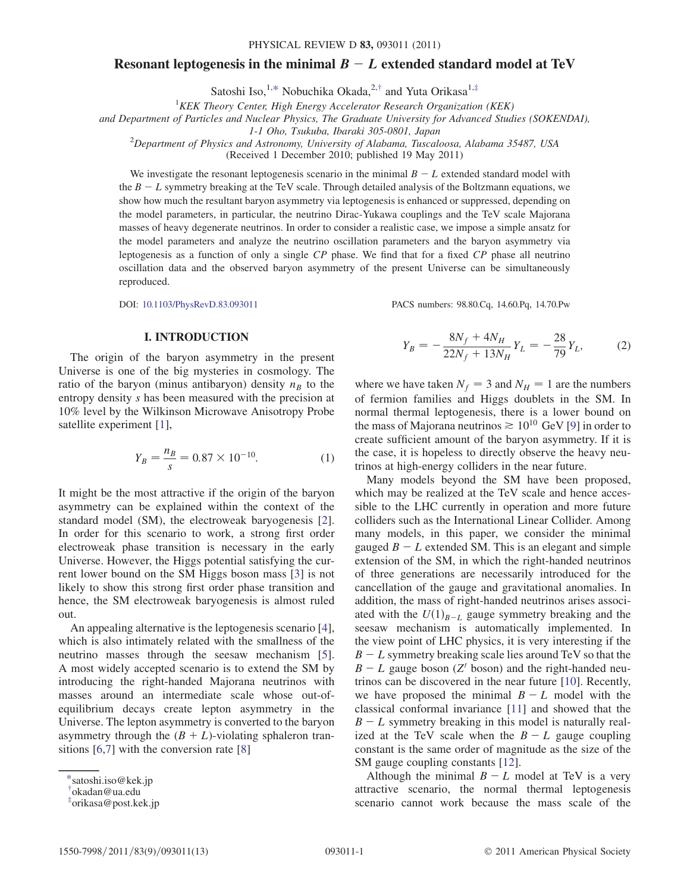# Resonant leptogenesis in the minimal $B - L$ extended standard model at TeV

Satoshi Iso,[1,*] Nobuchika Okada,[2,†] and Yuta Orikasa[1,‡]

[1]*KEK Theory Center, High Energy Accelerator Research Organization (KEK) and Department of Particles and Nuclear Physics, The Graduate University for Advanced Studies (SOKENDAI), 1-1 Oho, Tsukuba, Ibaraki 305-0801, Japan*

[2]*Department of Physics and Astronomy, University of Alabama, Tuscaloosa, Alabama 35487, USA*

(Received 1 December 2010; published 19 May 2011)

We investigate the resonant leptogenesis scenario in the minimal $B - L$ extended standard model with the $B - L$ symmetry breaking at the TeV scale. Through detailed analysis of the Boltzmann equations, we show how much the resultant baryon asymmetry via leptogenesis is enhanced or suppressed, depending on the model parameters, in particular, the neutrino Dirac-Yukawa couplings and the TeV scale Majorana masses of heavy degenerate neutrinos. In order to consider a realistic case, we impose a simple ansatz for the model parameters and analyze the neutrino oscillation parameters and the baryon asymmetry via leptogenesis as a function of only a single $CP$ phase. We find that for a fixed $CP$ phase all neutrino oscillation data and the observed baryon asymmetry of the present Universe can be simultaneously reproduced.

DOI: 10.1103/PhysRevD.83.093011 PACS numbers: 98.80.Cq, 14.60.Pq, 14.70.Pw

## I. INTRODUCTION

The origin of the baryon asymmetry in the present Universe is one of the big mysteries in cosmology. The ratio of the baryon (minus antibaryon) density $n_B$ to the entropy density $s$ has been measured with the precision at 10% level by the Wilkinson Microwave Anisotropy Probe satellite experiment [1],

$$Y_B = \frac{n_B}{s} = 0.87 \times 10^{-10}. \tag{1}$$

It might be the most attractive if the origin of the baryon asymmetry can be explained within the context of the standard model (SM), the electroweak baryogenesis [2]. In order for this scenario to work, a strong first order electroweak phase transition is necessary in the early Universe. However, the Higgs potential satisfying the current lower bound on the SM Higgs boson mass [3] is not likely to show this strong first order phase transition and hence, the SM electroweak baryogenesis is almost ruled out.

An appealing alternative is the leptogenesis scenario [4], which is also intimately related with the smallness of the neutrino masses through the seesaw mechanism [5]. A most widely accepted scenario is to extend the SM by introducing the right-handed Majorana neutrinos with masses around an intermediate scale whose out-of-equilibrium decays create lepton asymmetry in the Universe. The lepton asymmetry is converted to the baryon asymmetry through the $(B + L)$-violating sphaleron transitions [6,7] with the conversion rate [8]

$$Y_B = -\frac{8N_f + 4N_H}{22N_f + 13N_H} Y_L = -\frac{28}{79} Y_L, \tag{2}$$

where we have taken $N_f = 3$ and $N_H = 1$ are the numbers of fermion families and Higgs doublets in the SM. In normal thermal leptogenesis, there is a lower bound on the mass of Majorana neutrinos $\gtrsim 10^{10}$ GeV [9] in order to create sufficient amount of the baryon asymmetry. If it is the case, it is hopeless to directly observe the heavy neutrinos at high-energy colliders in the near future.

Many models beyond the SM have been proposed, which may be realized at the TeV scale and hence accessible to the LHC currently in operation and more future colliders such as the International Linear Collider. Among many models, in this paper, we consider the minimal gauged $B - L$ extended SM. This is an elegant and simple extension of the SM, in which the right-handed neutrinos of three generations are necessarily introduced for the cancellation of the gauge and gravitational anomalies. In addition, the mass of right-handed neutrinos arises associated with the $U(1)_{B-L}$ gauge symmetry breaking and the seesaw mechanism is automatically implemented. In the view point of LHC physics, it is very interesting if the $B - L$ symmetry breaking scale lies around TeV so that the $B - L$ gauge boson ($Z'$ boson) and the right-handed neutrinos can be discovered in the near future [10]. Recently, we have proposed the minimal $B - L$ model with the classical conformal invariance [11] and showed that the $B - L$ symmetry breaking in this model is naturally realized at the TeV scale when the $B - L$ gauge coupling constant is the same order of magnitude as the size of the SM gauge coupling constants [12].

Although the minimal $B - L$ model at TeV is a very attractive scenario, the normal thermal leptogenesis scenario cannot work because the mass scale of the

---

*satoshi.iso@kek.jp
†okadan@ua.edu
‡orikasa@post.kek.jp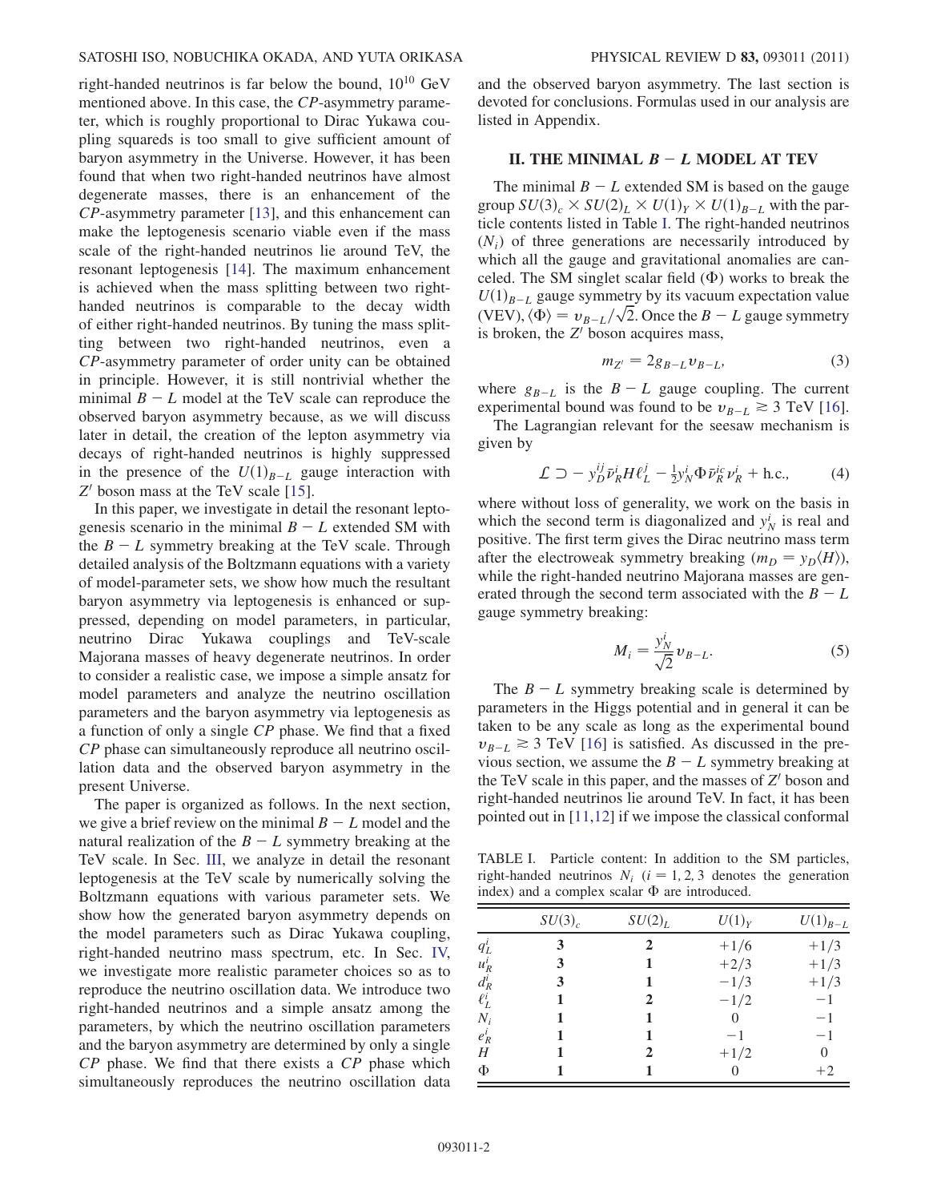right-handed neutrinos is far below the bound, $10^{10}$ GeV mentioned above. In this case, the $CP$-asymmetry parameter, which is roughly proportional to Dirac Yukawa coupling squareds is too small to give sufficient amount of baryon asymmetry in the Universe. However, it has been found that when two right-handed neutrinos have almost degenerate masses, there is an enhancement of the $CP$-asymmetry parameter [13], and this enhancement can make the leptogenesis scenario viable even if the mass scale of the right-handed neutrinos lie around TeV, the resonant leptogenesis [14]. The maximum enhancement is achieved when the mass splitting between two right-handed neutrinos is comparable to the decay width of either right-handed neutrinos. By tuning the mass splitting between two right-handed neutrinos, even a $CP$-asymmetry parameter of order unity can be obtained in principle. However, it is still nontrivial whether the minimal $B-L$ model at the TeV scale can reproduce the observed baryon asymmetry because, as we will discuss later in detail, the creation of the lepton asymmetry via decays of right-handed neutrinos is highly suppressed in the presence of the $U(1)_{B-L}$ gauge interaction with $Z'$ boson mass at the TeV scale [15].

In this paper, we investigate in detail the resonant leptogenesis scenario in the minimal $B-L$ extended SM with the $B-L$ symmetry breaking at the TeV scale. Through detailed analysis of the Boltzmann equations with a variety of model-parameter sets, we show how much the resultant baryon asymmetry via leptogenesis is enhanced or suppressed, depending on model parameters, in particular, neutrino Dirac Yukawa couplings and TeV-scale Majorana masses of heavy degenerate neutrinos. In order to consider a realistic case, we impose a simple ansatz for model parameters and analyze the neutrino oscillation parameters and the baryon asymmetry via leptogenesis as a function of only a single $CP$ phase. We find that a fixed $CP$ phase can simultaneously reproduce all neutrino oscillation data and the observed baryon asymmetry in the present Universe.

The paper is organized as follows. In the next section, we give a brief review on the minimal $B-L$ model and the natural realization of the $B-L$ symmetry breaking at the TeV scale. In Sec. III, we analyze in detail the resonant leptogenesis at the TeV scale by numerically solving the Boltzmann equations with various parameter sets. We show how the generated baryon asymmetry depends on the model parameters such as Dirac Yukawa coupling, right-handed neutrino mass spectrum, etc. In Sec. IV, we investigate more realistic parameter choices so as to reproduce the neutrino oscillation data. We introduce two right-handed neutrinos and a simple ansatz among the parameters, by which the neutrino oscillation parameters and the baryon asymmetry are determined by only a single $CP$ phase. We find that there exists a $CP$ phase which simultaneously reproduces the neutrino oscillation data and the observed baryon asymmetry. The last section is devoted for conclusions. Formulas used in our analysis are listed in Appendix.

## II. THE MINIMAL $B-L$ MODEL AT TEV

The minimal $B-L$ extended SM is based on the gauge group $SU(3)_c \times SU(2)_L \times U(1)_Y \times U(1)_{B-L}$ with the particle contents listed in Table I. The right-handed neutrinos ($N_i$) of three generations are necessarily introduced by which all the gauge and gravitational anomalies are canceled. The SM singlet scalar field ($\Phi$) works to break the $U(1)_{B-L}$ gauge symmetry by its vacuum expectation value (VEV), $\langle \Phi \rangle = v_{B-L}/\sqrt{2}$. Once the $B-L$ gauge symmetry is broken, the $Z'$ boson acquires mass,

$$m_{Z'} = 2 g_{B-L} v_{B-L}, \tag{3}$$

where $g_{B-L}$ is the $B-L$ gauge coupling. The current experimental bound was found to be $v_{B-L} \gtrsim 3$ TeV [16].

The Lagrangian relevant for the seesaw mechanism is given by

$$\mathcal{L} \supset -y_D^{ij} \bar{\nu}_R^i H \ell_L^j - \tfrac{1}{2} y_N^i \Phi \bar{\nu}_R^{ic} \nu_R^i + \text{h.c.}, \tag{4}$$

where without loss of generality, we work on the basis in which the second term is diagonalized and $y_N^i$ is real and positive. The first term gives the Dirac neutrino mass term after the electroweak symmetry breaking ($m_D = y_D \langle H \rangle$), while the right-handed neutrino Majorana masses are generated through the second term associated with the $B-L$ gauge symmetry breaking:

$$M_i = \frac{y_N^i}{\sqrt{2}} v_{B-L}. \tag{5}$$

The $B-L$ symmetry breaking scale is determined by parameters in the Higgs potential and in general it can be taken to be any scale as long as the experimental bound $v_{B-L} \gtrsim 3$ TeV [16] is satisfied. As discussed in the previous section, we assume the $B-L$ symmetry breaking at the TeV scale in this paper, and the masses of $Z'$ boson and right-handed neutrinos lie around TeV. In fact, it has been pointed out in [11,12] if we impose the classical conformal

TABLE I. Particle content: In addition to the SM particles, right-handed neutrinos $N_i$ ($i = 1, 2, 3$ denotes the generation index) and a complex scalar $\Phi$ are introduced.

| | $SU(3)_c$ | $SU(2)_L$ | $U(1)_Y$ | $U(1)_{B-L}$ |
|---|---|---|---|---|
| $q_L^i$ | **3** | **2** | $+1/6$ | $+1/3$ |
| $u_R^i$ | **3** | **1** | $+2/3$ | $+1/3$ |
| $d_R^i$ | **3** | **1** | $-1/3$ | $+1/3$ |
| $\ell_L^i$ | **1** | **2** | $-1/2$ | $-1$ |
| $N_i$ | **1** | **1** | $0$ | $-1$ |
| $e_R^i$ | **1** | **1** | $-1$ | $-1$ |
| $H$ | **1** | **2** | $+1/2$ | $0$ |
| $\Phi$ | **1** | **1** | $0$ | $+2$ |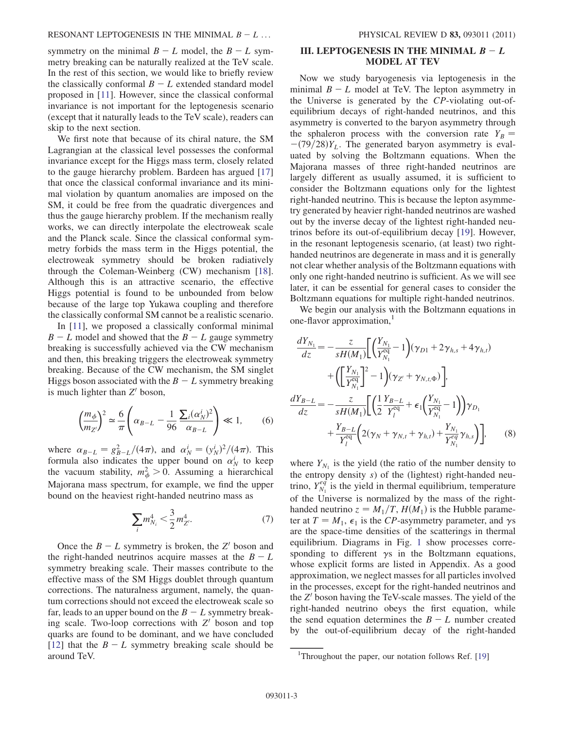symmetry on the minimal $B-L$ model, the $B-L$ symmetry breaking can be naturally realized at the TeV scale. In the rest of this section, we would like to briefly review the classically conformal $B-L$ extended standard model proposed in [11]. However, since the classical conformal invariance is not important for the leptogenesis scenario (except that it naturally leads to the TeV scale), readers can skip to the next section.

We first note that because of its chiral nature, the SM Lagrangian at the classical level possesses the conformal invariance except for the Higgs mass term, closely related to the gauge hierarchy problem. Bardeen has argued [17] that once the classical conformal invariance and its minimal violation by quantum anomalies are imposed on the SM, it could be free from the quadratic divergences and thus the gauge hierarchy problem. If the mechanism really works, we can directly interpolate the electroweak scale and the Planck scale. Since the classical conformal symmetry forbids the mass term in the Higgs potential, the electroweak symmetry should be broken radiatively through the Coleman-Weinberg (CW) mechanism [18]. Although this is an attractive scenario, the effective Higgs potential is found to be unbounded from below because of the large top Yukawa coupling and therefore the classically conformal SM cannot be a realistic scenario.

In [11], we proposed a classically conformal minimal $B-L$ model and showed that the $B-L$ gauge symmetry breaking is successfully achieved via the CW mechanism and then, this breaking triggers the electroweak symmetry breaking. Because of the CW mechanism, the SM singlet Higgs boson associated with the $B-L$ symmetry breaking is much lighter than $Z'$ boson,

$$\left(\frac{m_\phi}{m_{Z'}}\right)^2 \simeq \frac{6}{\pi}\left(\alpha_{B-L} - \frac{1}{96}\frac{\sum_i(\alpha_N^i)^2}{\alpha_{B-L}}\right) \ll 1, \tag{6}$$

where $\alpha_{B-L} = g_{B-L}^2/(4\pi)$, and $\alpha_N^i = (y_N^i)^2/(4\pi)$. This formula also indicates the upper bound on $\alpha_N^i$ to keep the vacuum stability, $m_\phi^2 > 0$. Assuming a hierarchical Majorana mass spectrum, for example, we find the upper bound on the heaviest right-handed neutrino mass as

$$\sum_i m_{N_i}^4 < \frac{3}{2} m_{Z'}^4. \tag{7}$$

Once the $B-L$ symmetry is broken, the $Z'$ boson and the right-handed neutrinos acquire masses at the $B-L$ symmetry breaking scale. Their masses contribute to the effective mass of the SM Higgs doublet through quantum corrections. The naturalness argument, namely, the quantum corrections should not exceed the electroweak scale so far, leads to an upper bound on the $B-L$ symmetry breaking scale. Two-loop corrections with $Z'$ boson and top quarks are found to be dominant, and we have concluded [12] that the $B-L$ symmetry breaking scale should be around TeV.

## III. LEPTOGENESIS IN THE MINIMAL $B-L$ MODEL AT TEV

Now we study baryogenesis via leptogenesis in the minimal $B-L$ model at TeV. The lepton asymmetry in the Universe is generated by the $CP$-violating out-of-equilibrium decays of right-handed neutrinos, and this asymmetry is converted to the baryon asymmetry through the sphaleron process with the conversion rate $Y_B = -(79/28)Y_L$. The generated baryon asymmetry is evaluated by solving the Boltzmann equations. When the Majorana masses of three right-handed neutrinos are largely different as usually assumed, it is sufficient to consider the Boltzmann equations only for the lightest right-handed neutrino. This is because the lepton asymmetry generated by heavier right-handed neutrinos are washed out by the inverse decay of the lightest right-handed neutrinos before its out-of-equilibrium decay [19]. However, in the resonant leptogenesis scenario, (at least) two right-handed neutrinos are degenerate in mass and it is generally not clear whether analysis of the Boltzmann equations with only one right-handed neutrino is sufficient. As we will see later, it can be essential for general cases to consider the Boltzmann equations for multiple right-handed neutrinos.

We begin our analysis with the Boltzmann equations in one-flavor approximation,[1]

$$\begin{aligned}
\frac{dY_{N_1}}{dz} &= -\frac{z}{sH(M_1)}\left[\left(\frac{Y_{N_1}}{Y_{N_1}^{\rm eq}}-1\right)(\gamma_{D1}+2\gamma_{h,s}+4\gamma_{h,t}) + \left(\left[\frac{Y_{N_1}}{Y_{N_1}^{\rm eq}}\right]^2-1\right)(\gamma_{Z'}+\gamma_{N,t,\Phi})\right],\\
\frac{dY_{B-L}}{dz} &= -\frac{z}{sH(M_1)}\left[\left(\frac{1}{2}\frac{Y_{B-L}}{Y_l^{\rm eq}}+\epsilon_1\left(\frac{Y_{N_1}}{Y_{N_1}^{\rm eq}}-1\right)\right)\gamma_{D_1} + \frac{Y_{B-L}}{Y_l^{\rm eq}}\left(2(\gamma_N+\gamma_{N,t}+\gamma_{h,t})+\frac{Y_{N_1}}{Y_{N_1}^{eq}}\gamma_{h,s}\right)\right],
\end{aligned} \tag{8}$$

where $Y_{N_1}$ is the yield (the ratio of the number density to the entropy density $s$) of the (lightest) right-handed neutrino, $Y_{N_1}^{eq}$ is the yield in thermal equilibrium, temperature of the Universe is normalized by the mass of the right-handed neutrino $z = M_1/T$, $H(M_1)$ is the Hubble parameter at $T = M_1$, $\epsilon_1$ is the $CP$-asymmetry parameter, and $\gamma$s are the space-time densities of the scatterings in thermal equilibrium. Diagrams in Fig. 1 show processes corresponding to different $\gamma$s in the Boltzmann equations, whose explicit forms are listed in Appendix. As a good approximation, we neglect masses for all particles involved in the processes, except for the right-handed neutrinos and the $Z'$ boson having the TeV-scale masses. The yield of the right-handed neutrino obeys the first equation, while the send equation determines the $B-L$ number created by the out-of-equilibrium decay of the right-handed

[1] Throughout the paper, our notation follows Ref. [19]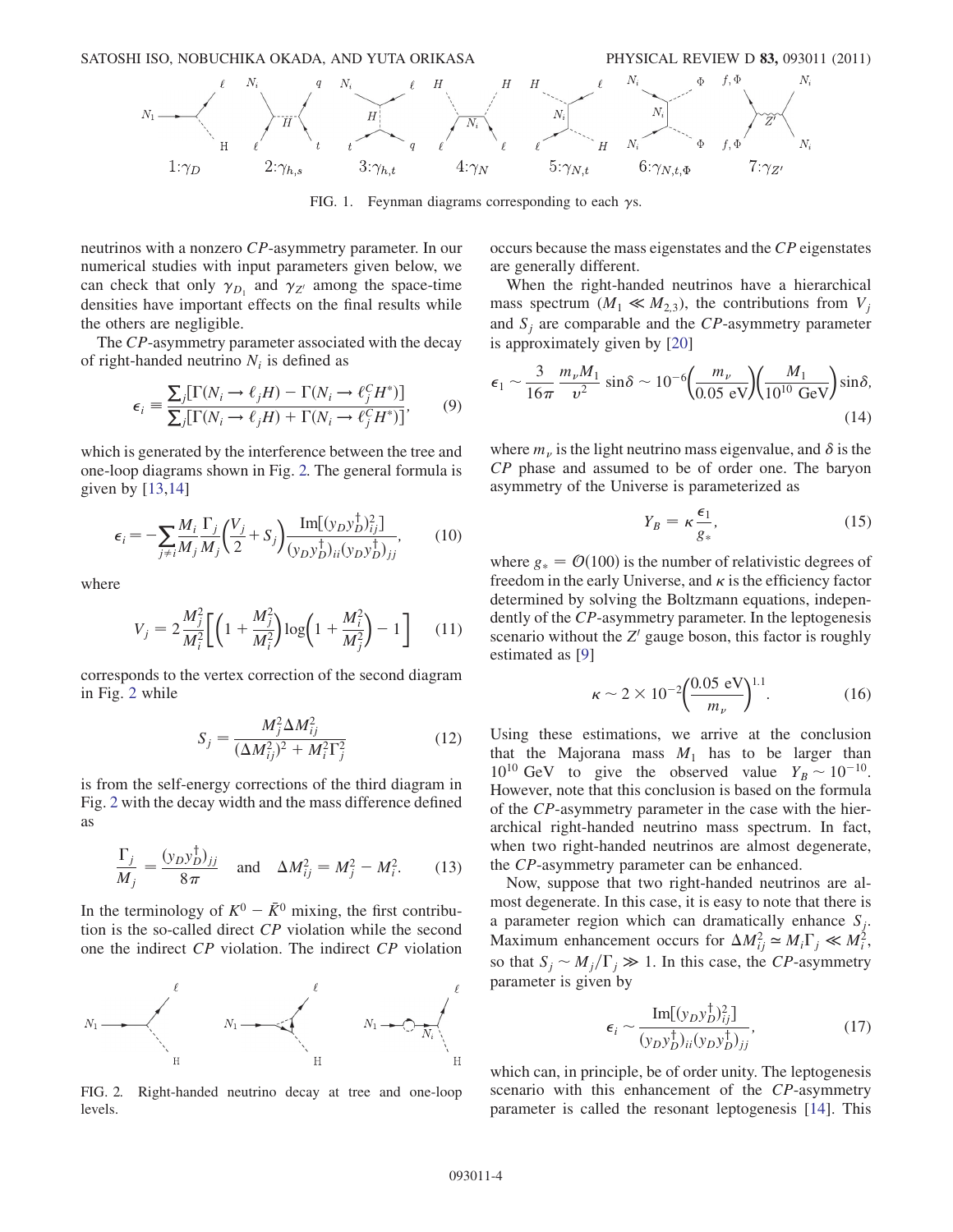FIG. 1. Feynman diagrams corresponding to each $\gamma$s.

neutrinos with a nonzero *CP*-asymmetry parameter. In our numerical studies with input parameters given below, we can check that only $\gamma_{D_1}$ and $\gamma_{Z'}$ among the space-time densities have important effects on the final results while the others are negligible.

The *CP*-asymmetry parameter associated with the decay of right-handed neutrino $N_i$ is defined as

$$\epsilon_i \equiv \frac{\sum_j [\Gamma(N_i \to \ell_j H) - \Gamma(N_i \to \ell_j^C H^*)]}{\sum_j [\Gamma(N_i \to \ell_j H) + \Gamma(N_i \to \ell_j^C H^*)]}, \qquad (9)$$

which is generated by the interference between the tree and one-loop diagrams shown in Fig. 2. The general formula is given by [13,14]

$$\epsilon_i = -\sum_{j \neq i} \frac{M_i}{M_j} \frac{\Gamma_j}{M_j} \left( \frac{V_j}{2} + S_j \right) \frac{\mathrm{Im}[(y_D y_D^\dagger)_{ij}^2]}{(y_D y_D^\dagger)_{ii} (y_D y_D^\dagger)_{jj}}, \qquad (10)$$

where

$$V_j = 2 \frac{M_j^2}{M_i^2} \left[ \left( 1 + \frac{M_j^2}{M_i^2} \right) \log \left( 1 + \frac{M_i^2}{M_j^2} \right) - 1 \right] \qquad (11)$$

corresponds to the vertex correction of the second diagram in Fig. 2 while

$$S_j = \frac{M_j^2 \Delta M_{ij}^2}{(\Delta M_{ij}^2)^2 + M_i^2 \Gamma_j^2} \qquad (12)$$

is from the self-energy corrections of the third diagram in Fig. 2 with the decay width and the mass difference defined as

$$\frac{\Gamma_j}{M_j} = \frac{(y_D y_D^\dagger)_{jj}}{8\pi} \quad \text{and} \quad \Delta M_{ij}^2 = M_j^2 - M_i^2. \qquad (13)$$

In the terminology of $K^0 - \bar{K}^0$ mixing, the first contribution is the so-called direct *CP* violation while the second one the indirect *CP* violation. The indirect *CP* violation occurs because the mass eigenstates and the *CP* eigenstates are generally different.

FIG. 2. Right-handed neutrino decay at tree and one-loop levels.

When the right-handed neutrinos have a hierarchical mass spectrum ($M_1 \ll M_{2,3}$), the contributions from $V_j$ and $S_j$ are comparable and the *CP*-asymmetry parameter is approximately given by [20]

$$\epsilon_1 \sim \frac{3}{16\pi} \frac{m_\nu M_1}{v^2} \sin\delta \sim 10^{-6} \left( \frac{m_\nu}{0.05 \text{ eV}} \right) \left( \frac{M_1}{10^{10} \text{ GeV}} \right) \sin\delta, \qquad (14)$$

where $m_\nu$ is the light neutrino mass eigenvalue, and $\delta$ is the *CP* phase and assumed to be of order one. The baryon asymmetry of the Universe is parameterized as

$$Y_B = \kappa \frac{\epsilon_1}{g_*}, \qquad (15)$$

where $g_* = \mathcal{O}(100)$ is the number of relativistic degrees of freedom in the early Universe, and $\kappa$ is the efficiency factor determined by solving the Boltzmann equations, independently of the *CP*-asymmetry parameter. In the leptogenesis scenario without the $Z'$ gauge boson, this factor is roughly estimated as [9]

$$\kappa \sim 2 \times 10^{-2} \left( \frac{0.05 \text{ eV}}{m_\nu} \right)^{1.1}. \qquad (16)$$

Using these estimations, we arrive at the conclusion that the Majorana mass $M_1$ has to be larger than $10^{10}$ GeV to give the observed value $Y_B \sim 10^{-10}$. However, note that this conclusion is based on the formula of the *CP*-asymmetry parameter in the case with the hierarchical right-handed neutrino mass spectrum. In fact, when two right-handed neutrinos are almost degenerate, the *CP*-asymmetry parameter can be enhanced.

Now, suppose that two right-handed neutrinos are almost degenerate. In this case, it is easy to note that there is a parameter region which can dramatically enhance $S_j$. Maximum enhancement occurs for $\Delta M_{ij}^2 \simeq M_i \Gamma_j \ll M_i^2$, so that $S_j \sim M_j / \Gamma_j \gg 1$. In this case, the *CP*-asymmetry parameter is given by

$$\epsilon_i \sim \frac{\mathrm{Im}[(y_D y_D^\dagger)_{ij}^2]}{(y_D y_D^\dagger)_{ii} (y_D y_D^\dagger)_{jj}}, \qquad (17)$$

which can, in principle, be of order unity. The leptogenesis scenario with this enhancement of the *CP*-asymmetry parameter is called the resonant leptogenesis [14]. This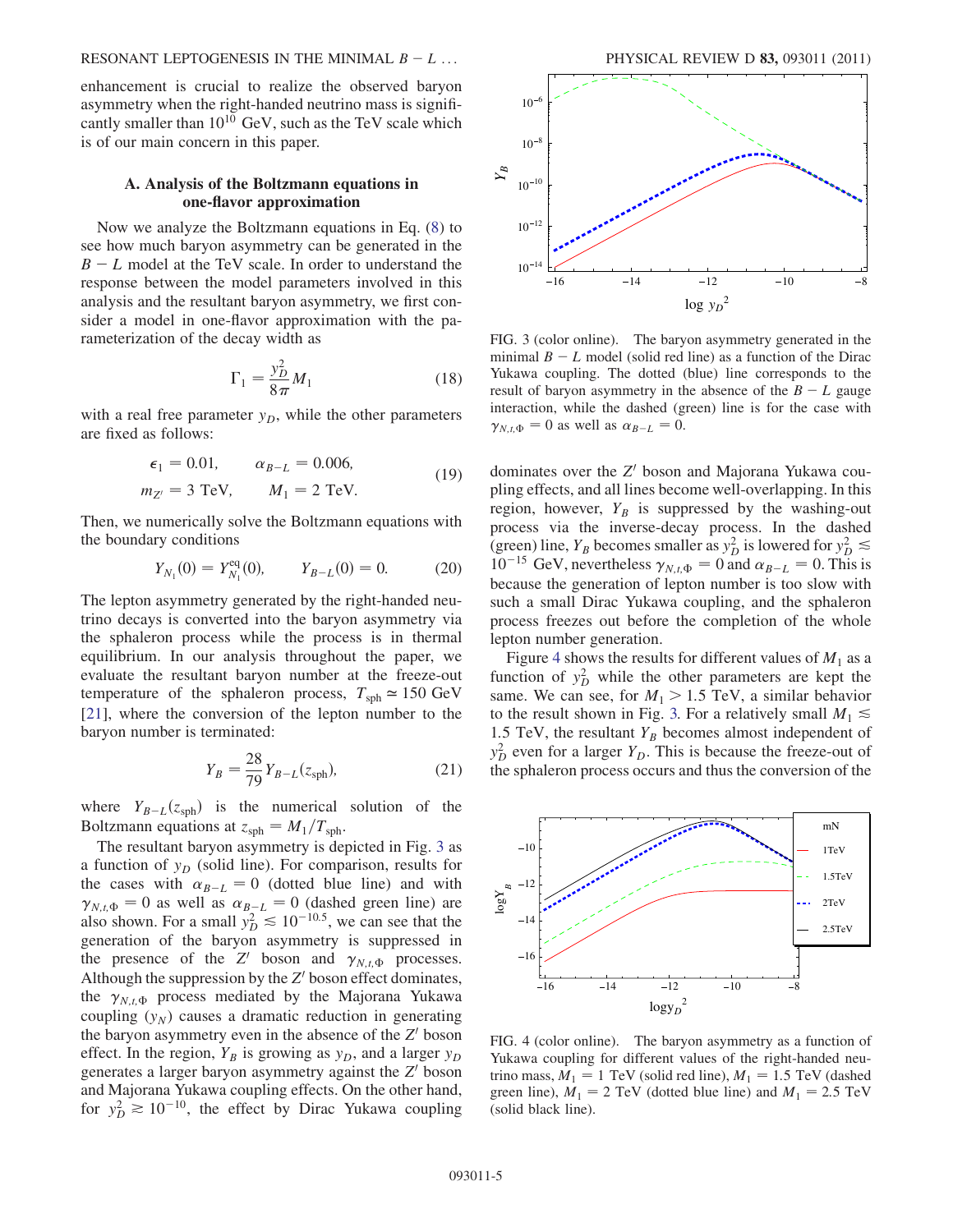enhancement is crucial to realize the observed baryon asymmetry when the right-handed neutrino mass is significantly smaller than $10^{10}$ GeV, such as the TeV scale which is of our main concern in this paper.

### A. Analysis of the Boltzmann equations in one-flavor approximation

Now we analyze the Boltzmann equations in Eq. (8) to see how much baryon asymmetry can be generated in the $B-L$ model at the TeV scale. In order to understand the response between the model parameters involved in this analysis and the resultant baryon asymmetry, we first consider a model in one-flavor approximation with the parameterization of the decay width as

$$\Gamma_1 = \frac{y_D^2}{8\pi} M_1 \tag{18}$$

with a real free parameter $y_D$, while the other parameters are fixed as follows:

$$\epsilon_1 = 0.01, \qquad \alpha_{B-L} = 0.006, \qquad m_{Z'} = 3 \text{ TeV}, \qquad M_1 = 2 \text{ TeV}. \tag{19}$$

Then, we numerically solve the Boltzmann equations with the boundary conditions

$$Y_{N_1}(0) = Y_{N_1}^{\text{eq}}(0), \qquad Y_{B-L}(0) = 0. \tag{20}$$

The lepton asymmetry generated by the right-handed neutrino decays is converted into the baryon asymmetry via the sphaleron process while the process is in thermal equilibrium. In our analysis throughout the paper, we evaluate the resultant baryon number at the freeze-out temperature of the sphaleron process, $T_{\text{sph}} \simeq 150$ GeV [21], where the conversion of the lepton number to the baryon number is terminated:

$$Y_B = \frac{28}{79} Y_{B-L}(z_{\text{sph}}), \tag{21}$$

where $Y_{B-L}(z_{\text{sph}})$ is the numerical solution of the Boltzmann equations at $z_{\text{sph}} = M_1/T_{\text{sph}}$.

The resultant baryon asymmetry is depicted in Fig. 3 as a function of $y_D$ (solid line). For comparison, results for the cases with $\alpha_{B-L} = 0$ (dotted blue line) and with $\gamma_{N,t,\Phi} = 0$ as well as $\alpha_{B-L} = 0$ (dashed green line) are also shown. For a small $y_D^2 \lesssim 10^{-10.5}$, we can see that the generation of the baryon asymmetry is suppressed in the presence of the $Z'$ boson and $\gamma_{N,t,\Phi}$ processes. Although the suppression by the $Z'$ boson effect dominates, the $\gamma_{N,t,\Phi}$ process mediated by the Majorana Yukawa coupling ($y_N$) causes a dramatic reduction in generating the baryon asymmetry even in the absence of the $Z'$ boson effect. In the region, $Y_B$ is growing as $y_D$, and a larger $y_D$ generates a larger baryon asymmetry against the $Z'$ boson and Majorana Yukawa coupling effects. On the other hand, for $y_D^2 \gtrsim 10^{-10}$, the effect by Dirac Yukawa coupling dominates over the $Z'$ boson and Majorana Yukawa coupling effects, and all lines become well-overlapping. In this region, however, $Y_B$ is suppressed by the washing-out process via the inverse-decay process. In the dashed (green) line, $Y_B$ becomes smaller as $y_D^2$ is lowered for $y_D^2 \lesssim 10^{-15}$ GeV, nevertheless $\gamma_{N,t,\Phi} = 0$ and $\alpha_{B-L} = 0$. This is because the generation of lepton number is too slow with such a small Dirac Yukawa coupling, and the sphaleron process freezes out before the completion of the whole lepton number generation.

FIG. 3 (color online). The baryon asymmetry generated in the minimal $B-L$ model (solid red line) as a function of the Dirac Yukawa coupling. The dotted (blue) line corresponds to the result of baryon asymmetry in the absence of the $B-L$ gauge interaction, while the dashed (green) line is for the case with $\gamma_{N,t,\Phi} = 0$ as well as $\alpha_{B-L} = 0$.

Figure 4 shows the results for different values of $M_1$ as a function of $y_D^2$ while the other parameters are kept the same. We can see, for $M_1 > 1.5$ TeV, a similar behavior to the result shown in Fig. 3. For a relatively small $M_1 \lesssim 1.5$ TeV, the resultant $Y_B$ becomes almost independent of $y_D^2$ even for a larger $Y_D$. This is because the freeze-out of the sphaleron process occurs and thus the conversion of the

FIG. 4 (color online). The baryon asymmetry as a function of Yukawa coupling for different values of the right-handed neutrino mass, $M_1 = 1$ TeV (solid red line), $M_1 = 1.5$ TeV (dashed green line), $M_1 = 2$ TeV (dotted blue line) and $M_1 = 2.5$ TeV (solid black line).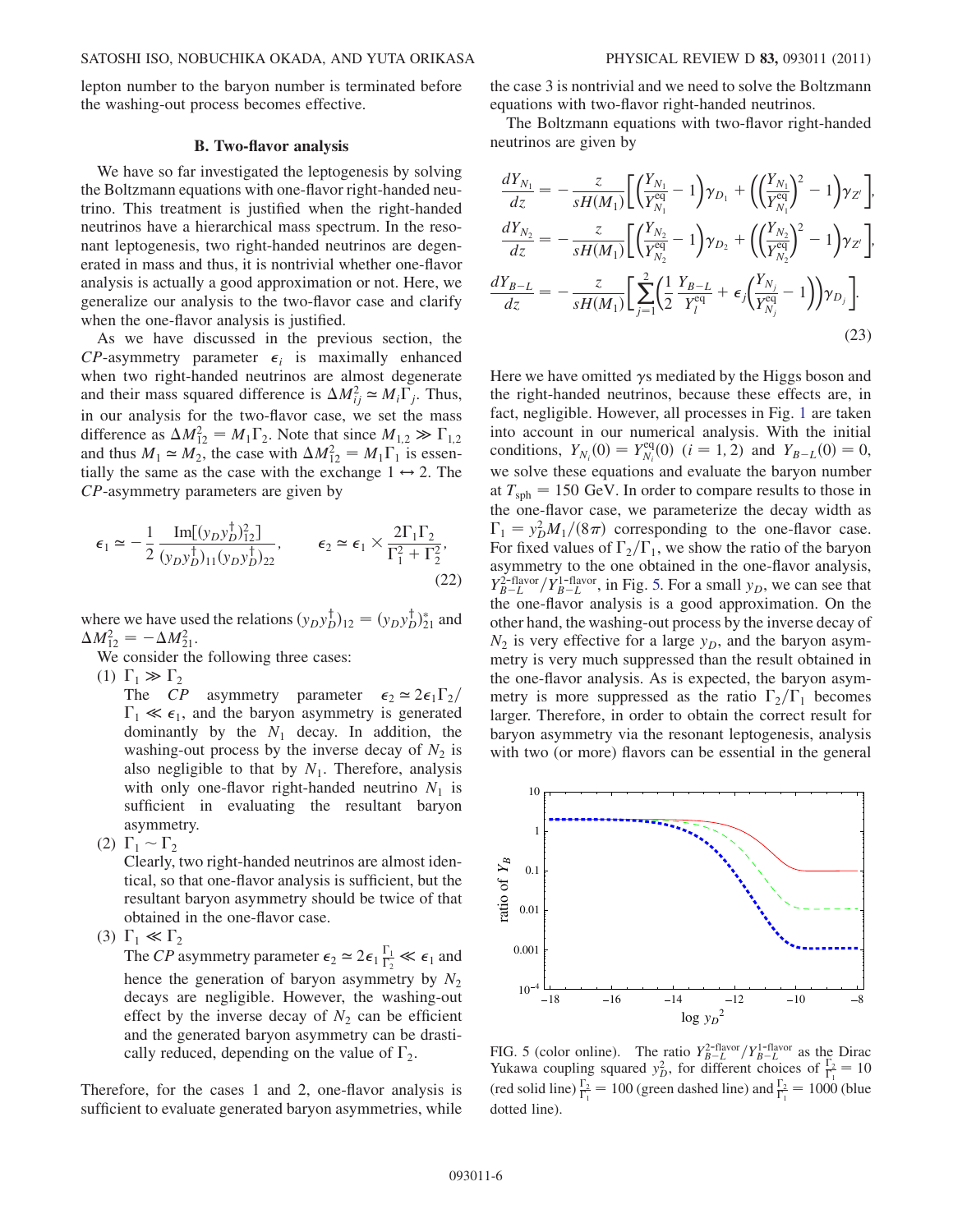lepton number to the baryon number is terminated before the washing-out process becomes effective.

### B. Two-flavor analysis

We have so far investigated the leptogenesis by solving the Boltzmann equations with one-flavor right-handed neutrino. This treatment is justified when the right-handed neutrinos have a hierarchical mass spectrum. In the resonant leptogenesis, two right-handed neutrinos are degenerated in mass and thus, it is nontrivial whether one-flavor analysis is actually a good approximation or not. Here, we generalize our analysis to the two-flavor case and clarify when the one-flavor analysis is justified.

As we have discussed in the previous section, the $CP$-asymmetry parameter $\epsilon_i$ is maximally enhanced when two right-handed neutrinos are almost degenerate and their mass squared difference is $\Delta M_{ij}^2 \simeq M_i \Gamma_j$. Thus, in our analysis for the two-flavor case, we set the mass difference as $\Delta M_{12}^2 = M_1 \Gamma_2$. Note that since $M_{1,2} \gg \Gamma_{1,2}$ and thus $M_1 \simeq M_2$, the case with $\Delta M_{12}^2 = M_1 \Gamma_1$ is essentially the same as the case with the exchange $1 \leftrightarrow 2$. The $CP$-asymmetry parameters are given by

$$\epsilon_1 \simeq -\frac{1}{2} \frac{\mathrm{Im}[(y_D y_D^\dagger)_{12}^2]}{(y_D y_D^\dagger)_{11}(y_D y_D^\dagger)_{22}}, \qquad \epsilon_2 \simeq \epsilon_1 \times \frac{2\Gamma_1 \Gamma_2}{\Gamma_1^2 + \Gamma_2^2}, \tag{22}$$

where we have used the relations $(y_D y_D^\dagger)_{12} = (y_D y_D^\dagger)_{21}^*$ and $\Delta M_{12}^2 = -\Delta M_{21}^2$.

We consider the following three cases:

(1) $\Gamma_1 \gg \Gamma_2$
The $CP$ asymmetry parameter $\epsilon_2 \simeq 2\epsilon_1 \Gamma_2/\Gamma_1 \ll \epsilon_1$, and the baryon asymmetry is generated dominantly by the $N_1$ decay. In addition, the washing-out process by the inverse decay of $N_2$ is also negligible to that by $N_1$. Therefore, analysis with only one-flavor right-handed neutrino $N_1$ is sufficient in evaluating the resultant baryon asymmetry.

(2) $\Gamma_1 \sim \Gamma_2$
Clearly, two right-handed neutrinos are almost identical, so that one-flavor analysis is sufficient, but the resultant baryon asymmetry should be twice of that obtained in the one-flavor case.

(3) $\Gamma_1 \ll \Gamma_2$
The $CP$ asymmetry parameter $\epsilon_2 \simeq 2\epsilon_1 \frac{\Gamma_1}{\Gamma_2} \ll \epsilon_1$ and hence the generation of baryon asymmetry by $N_2$ decays are negligible. However, the washing-out effect by the inverse decay of $N_2$ can be efficient and the generated baryon asymmetry can be drastically reduced, depending on the value of $\Gamma_2$.

Therefore, for the cases 1 and 2, one-flavor analysis is sufficient to evaluate generated baryon asymmetries, while the case 3 is nontrivial and we need to solve the Boltzmann equations with two-flavor right-handed neutrinos.

The Boltzmann equations with two-flavor right-handed neutrinos are given by

$$\begin{aligned}
\frac{dY_{N_1}}{dz} &= -\frac{z}{sH(M_1)}\left[\left(\frac{Y_{N_1}}{Y_{N_1}^{\mathrm{eq}}} - 1\right)\gamma_{D_1} + \left(\left(\frac{Y_{N_1}}{Y_{N_1}^{\mathrm{eq}}}\right)^2 - 1\right)\gamma_{Z'}\right], \\
\frac{dY_{N_2}}{dz} &= -\frac{z}{sH(M_1)}\left[\left(\frac{Y_{N_2}}{Y_{N_2}^{\mathrm{eq}}} - 1\right)\gamma_{D_2} + \left(\left(\frac{Y_{N_2}}{Y_{N_2}^{\mathrm{eq}}}\right)^2 - 1\right)\gamma_{Z'}\right], \\
\frac{dY_{B-L}}{dz} &= -\frac{z}{sH(M_1)}\left[\sum_{j=1}^{2}\left(\frac{1}{2}\frac{Y_{B-L}}{Y_l^{\mathrm{eq}}} + \epsilon_j\left(\frac{Y_{N_j}}{Y_{N_j}^{\mathrm{eq}}} - 1\right)\right)\gamma_{D_j}\right].
\end{aligned} \tag{23}$$

Here we have omitted $\gamma$s mediated by the Higgs boson and the right-handed neutrinos, because these effects are, in fact, negligible. However, all processes in Fig. 1 are taken into account in our numerical analysis. With the initial conditions, $Y_{N_i}(0) = Y_{N_i}^{\mathrm{eq}}(0)$ $(i = 1, 2)$ and $Y_{B-L}(0) = 0$, we solve these equations and evaluate the baryon number at $T_{\mathrm{sph}} = 150$ GeV. In order to compare results to those in the one-flavor case, we parameterize the decay width as $\Gamma_1 = y_D^2 M_1/(8\pi)$ corresponding to the one-flavor case. For fixed values of $\Gamma_2/\Gamma_1$, we show the ratio of the baryon asymmetry to the one obtained in the one-flavor analysis, $Y_{B-L}^{2\text{-flavor}}/Y_{B-L}^{1\text{-flavor}}$, in Fig. 5. For a small $y_D$, we can see that the one-flavor analysis is a good approximation. On the other hand, the washing-out process by the inverse decay of $N_2$ is very effective for a large $y_D$, and the baryon asymmetry is very much suppressed than the result obtained in the one-flavor analysis. As is expected, the baryon asymmetry is more suppressed as the ratio $\Gamma_2/\Gamma_1$ becomes larger. Therefore, in order to obtain the correct result for baryon asymmetry via the resonant leptogenesis, analysis with two (or more) flavors can be essential in the general

FIG. 5 (color online). The ratio $Y_{B-L}^{2\text{-flavor}}/Y_{B-L}^{1\text{-flavor}}$ as the Dirac Yukawa coupling squared $y_D^2$, for different choices of $\frac{\Gamma_2}{\Gamma_1} = 10$ (red solid line) $\frac{\Gamma_2}{\Gamma_1} = 100$ (green dashed line) and $\frac{\Gamma_2}{\Gamma_1} = 1000$ (blue dotted line).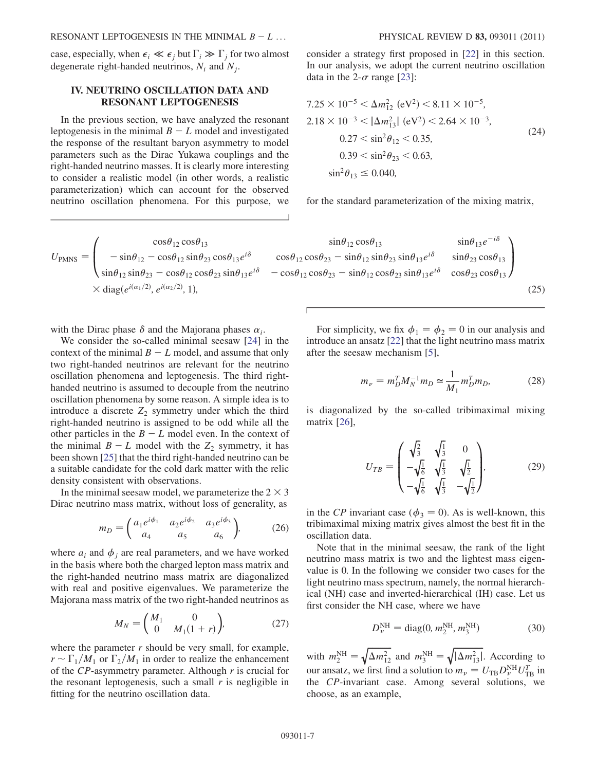case, especially, when $\epsilon_i \ll \epsilon_j$ but $\Gamma_i \gg \Gamma_j$ for two almost degenerate right-handed neutrinos, $N_i$ and $N_j$.

## IV. NEUTRINO OSCILLATION DATA AND RESONANT LEPTOGENESIS

In the previous section, we have analyzed the resonant leptogenesis in the minimal $B - L$ model and investigated the response of the resultant baryon asymmetry to model parameters such as the Dirac Yukawa couplings and the right-handed neutrino masses. It is clearly more interesting to consider a realistic model (in other words, a realistic parameterization) which can account for the observed neutrino oscillation phenomena. For this purpose, we consider a strategy first proposed in [22] in this section. In our analysis, we adopt the current neutrino oscillation data in the 2-$\sigma$ range [23]:

$$
\begin{gathered}
7.25 \times 10^{-5} < \Delta m_{12}^2 \ (\mathrm{eV}^2) < 8.11 \times 10^{-5}, \\
2.18 \times 10^{-3} < |\Delta m_{13}^2| \ (\mathrm{eV}^2) < 2.64 \times 10^{-3}, \\
0.27 < \sin^2\theta_{12} < 0.35, \\
0.39 < \sin^2\theta_{23} < 0.63, \\
\sin^2\theta_{13} \leq 0.040,
\end{gathered}
\tag{24}
$$

for the standard parameterization of the mixing matrix,

$$
U_{\mathrm{PMNS}} = \begin{pmatrix} \cos\theta_{12}\cos\theta_{13} & \sin\theta_{12}\cos\theta_{13} & \sin\theta_{13}e^{-i\delta} \\ -\sin\theta_{12} - \cos\theta_{12}\sin\theta_{23}\cos\theta_{13}e^{i\delta} & \cos\theta_{12}\cos\theta_{23} - \sin\theta_{12}\sin\theta_{23}\sin\theta_{13}e^{i\delta} & \sin\theta_{23}\cos\theta_{13} \\ \sin\theta_{12}\sin\theta_{23} - \cos\theta_{12}\cos\theta_{23}\sin\theta_{13}e^{i\delta} & -\cos\theta_{12}\cos\theta_{23} - \sin\theta_{12}\cos\theta_{23}\sin\theta_{13}e^{i\delta} & \cos\theta_{23}\cos\theta_{13} \end{pmatrix} \times \mathrm{diag}(e^{i(\alpha_1/2)}, e^{i(\alpha_2/2)}, 1),
\tag{25}
$$

with the Dirac phase $\delta$ and the Majorana phases $\alpha_i$.

We consider the so-called minimal seesaw [24] in the context of the minimal $B - L$ model, and assume that only two right-handed neutrinos are relevant for the neutrino oscillation phenomena and leptogenesis. The third right-handed neutrino is assumed to decouple from the neutrino oscillation phenomena by some reason. A simple idea is to introduce a discrete $Z_2$ symmetry under which the third right-handed neutrino is assigned to be odd while all the other particles in the $B - L$ model even. In the context of the minimal $B - L$ model with the $Z_2$ symmetry, it has been shown [25] that the third right-handed neutrino can be a suitable candidate for the cold dark matter with the relic density consistent with observations.

In the minimal seesaw model, we parameterize the $2 \times 3$ Dirac neutrino mass matrix, without loss of generality, as

$$
m_D = \begin{pmatrix} a_1 e^{i\phi_1} & a_2 e^{i\phi_2} & a_3 e^{i\phi_3} \\ a_4 & a_5 & a_6 \end{pmatrix},
\tag{26}
$$

where $a_i$ and $\phi_j$ are real parameters, and we have worked in the basis where both the charged lepton mass matrix and the right-handed neutrino mass matrix are diagonalized with real and positive eigenvalues. We parameterize the Majorana mass matrix of the two right-handed neutrinos as

$$
M_N = \begin{pmatrix} M_1 & 0 \\ 0 & M_1(1+r) \end{pmatrix},
\tag{27}
$$

where the parameter $r$ should be very small, for example, $r \sim \Gamma_1/M_1$ or $\Gamma_2/M_1$ in order to realize the enhancement of the $CP$-asymmetry parameter. Although $r$ is crucial for the resonant leptogenesis, such a small $r$ is negligible in fitting for the neutrino oscillation data.

For simplicity, we fix $\phi_1 = \phi_2 = 0$ in our analysis and introduce an ansatz [22] that the light neutrino mass matrix after the seesaw mechanism [5],

$$
m_\nu = m_D^T M_N^{-1} m_D \simeq \frac{1}{M_1} m_D^T m_D,
\tag{28}
$$

is diagonalized by the so-called tribimaximal mixing matrix [26],

$$
U_{TB} = \begin{pmatrix} \sqrt{\frac{2}{3}} & \sqrt{\frac{1}{3}} & 0 \\ -\sqrt{\frac{1}{6}} & \sqrt{\frac{1}{3}} & \sqrt{\frac{1}{2}} \\ -\sqrt{\frac{1}{6}} & \sqrt{\frac{1}{3}} & -\sqrt{\frac{1}{2}} \end{pmatrix},
\tag{29}
$$

in the $CP$ invariant case ($\phi_3 = 0$). As is well-known, this tribimaximal mixing matrix gives almost the best fit in the oscillation data.

Note that in the minimal seesaw, the rank of the light neutrino mass matrix is two and the lightest mass eigenvalue is 0. In the following we consider two cases for the light neutrino mass spectrum, namely, the normal hierarchical (NH) case and inverted-hierarchical (IH) case. Let us first consider the NH case, where we have

$$
D_\nu^{\mathrm{NH}} = \mathrm{diag}(0, m_2^{\mathrm{NH}}, m_3^{\mathrm{NH}})
\tag{30}
$$

with $m_2^{\mathrm{NH}} = \sqrt{\Delta m_{12}^2}$ and $m_3^{\mathrm{NH}} = \sqrt{|\Delta m_{13}^2|}$. According to our ansatz, we first find a solution to $m_\nu = U_{\mathrm{TB}} D_\nu^{\mathrm{NH}} U_{\mathrm{TB}}^T$ in the $CP$-invariant case. Among several solutions, we choose, as an example,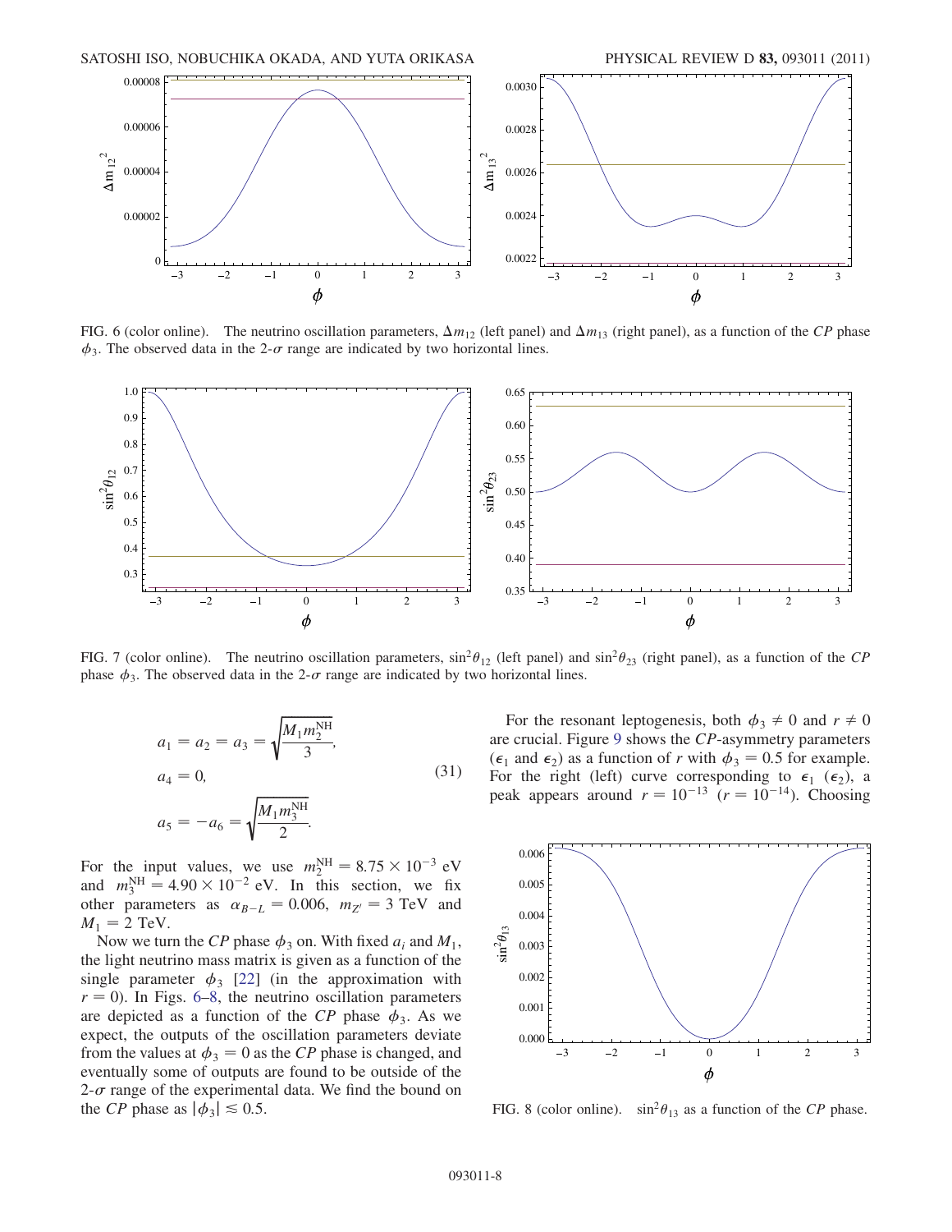FIG. 6 (color online). The neutrino oscillation parameters, $\Delta m_{12}$ (left panel) and $\Delta m_{13}$ (right panel), as a function of the $CP$ phase $\phi_3$. The observed data in the 2-$\sigma$ range are indicated by two horizontal lines.

FIG. 7 (color online). The neutrino oscillation parameters, $\sin^2\theta_{12}$ (left panel) and $\sin^2\theta_{23}$ (right panel), as a function of the $CP$ phase $\phi_3$. The observed data in the 2-$\sigma$ range are indicated by two horizontal lines.

$$
\begin{aligned}
a_1 = a_2 = a_3 &= \sqrt{\frac{M_1 m_2^{\rm NH}}{3}}, \\
a_4 &= 0, \\
a_5 = -a_6 &= \sqrt{\frac{M_1 m_3^{\rm NH}}{2}}.
\end{aligned}
\tag{31}
$$

For the input values, we use $m_2^{\rm NH} = 8.75 \times 10^{-3}$ eV and $m_3^{\rm NH} = 4.90 \times 10^{-2}$ eV. In this section, we fix other parameters as $\alpha_{B-L} = 0.006$, $m_{Z'} = 3$ TeV and $M_1 = 2$ TeV.

Now we turn the $CP$ phase $\phi_3$ on. With fixed $a_i$ and $M_1$, the light neutrino mass matrix is given as a function of the single parameter $\phi_3$ [22] (in the approximation with $r = 0$). In Figs. 6–8, the neutrino oscillation parameters are depicted as a function of the $CP$ phase $\phi_3$. As we expect, the outputs of the oscillation parameters deviate from the values at $\phi_3 = 0$ as the $CP$ phase is changed, and eventually some of outputs are found to be outside of the 2-$\sigma$ range of the experimental data. We find the bound on the $CP$ phase as $|\phi_3| \lesssim 0.5$.

For the resonant leptogenesis, both $\phi_3 \neq 0$ and $r \neq 0$ are crucial. Figure 9 shows the $CP$-asymmetry parameters ($\epsilon_1$ and $\epsilon_2$) as a function of $r$ with $\phi_3 = 0.5$ for example. For the right (left) curve corresponding to $\epsilon_1$ ($\epsilon_2$), a peak appears around $r = 10^{-13}$ ($r = 10^{-14}$). Choosing

FIG. 8 (color online). $\sin^2\theta_{13}$ as a function of the $CP$ phase.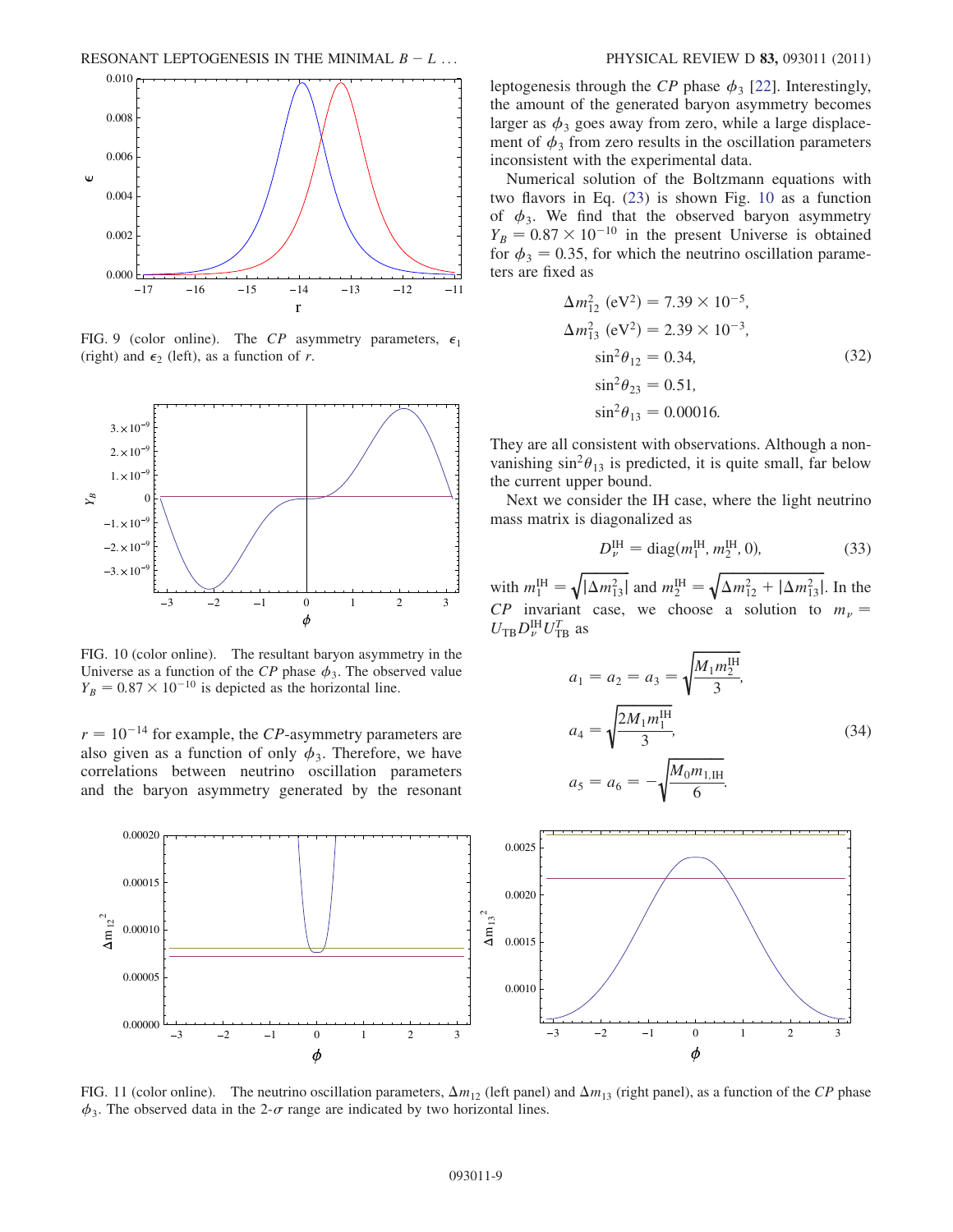FIG. 9 (color online). The $CP$ asymmetry parameters, $\epsilon_1$ (right) and $\epsilon_2$ (left), as a function of $r$.

FIG. 10 (color online). The resultant baryon asymmetry in the Universe as a function of the $CP$ phase $\phi_3$. The observed value $Y_B = 0.87 \times 10^{-10}$ is depicted as the horizontal line.

$r = 10^{-14}$ for example, the $CP$-asymmetry parameters are also given as a function of only $\phi_3$. Therefore, we have correlations between neutrino oscillation parameters and the baryon asymmetry generated by the resonant leptogenesis through the $CP$ phase $\phi_3$ [22]. Interestingly, the amount of the generated baryon asymmetry becomes larger as $\phi_3$ goes away from zero, while a large displacement of $\phi_3$ from zero results in the oscillation parameters inconsistent with the experimental data.

Numerical solution of the Boltzmann equations with two flavors in Eq. (23) is shown Fig. 10 as a function of $\phi_3$. We find that the observed baryon asymmetry $Y_B = 0.87 \times 10^{-10}$ in the present Universe is obtained for $\phi_3 = 0.35$, for which the neutrino oscillation parameters are fixed as

$$
\begin{aligned}
\Delta m_{12}^2\ (\text{eV}^2) &= 7.39 \times 10^{-5}, \\
\Delta m_{13}^2\ (\text{eV}^2) &= 2.39 \times 10^{-3}, \\
\sin^2\theta_{12} &= 0.34, \\
\sin^2\theta_{23} &= 0.51, \\
\sin^2\theta_{13} &= 0.00016.
\end{aligned}
\tag{32}
$$

They are all consistent with observations. Although a non-vanishing $\sin^2\theta_{13}$ is predicted, it is quite small, far below the current upper bound.

Next we consider the IH case, where the light neutrino mass matrix is diagonalized as

$$
D_\nu^{\text{IH}} = \text{diag}(m_1^{\text{IH}}, m_2^{\text{IH}}, 0), \tag{33}
$$

with $m_1^{\text{IH}} = \sqrt{|\Delta m_{13}^2|}$ and $m_2^{\text{IH}} = \sqrt{\Delta m_{12}^2 + |\Delta m_{13}^2|}$. In the $CP$ invariant case, we choose a solution to $m_\nu = U_{\text{TB}} D_\nu^{\text{IH}} U_{\text{TB}}^T$ as

$$
\begin{aligned}
a_1 = a_2 = a_3 &= \sqrt{\frac{M_1 m_2^{\text{IH}}}{3}}, \\
a_4 &= \sqrt{\frac{2M_1 m_1^{\text{IH}}}{3}}, \\
a_5 = a_6 &= -\sqrt{\frac{M_0 m_{1,\text{IH}}}{6}}.
\end{aligned}
\tag{34}
$$

FIG. 11 (color online). The neutrino oscillation parameters, $\Delta m_{12}$ (left panel) and $\Delta m_{13}$ (right panel), as a function of the $CP$ phase $\phi_3$. The observed data in the 2-$\sigma$ range are indicated by two horizontal lines.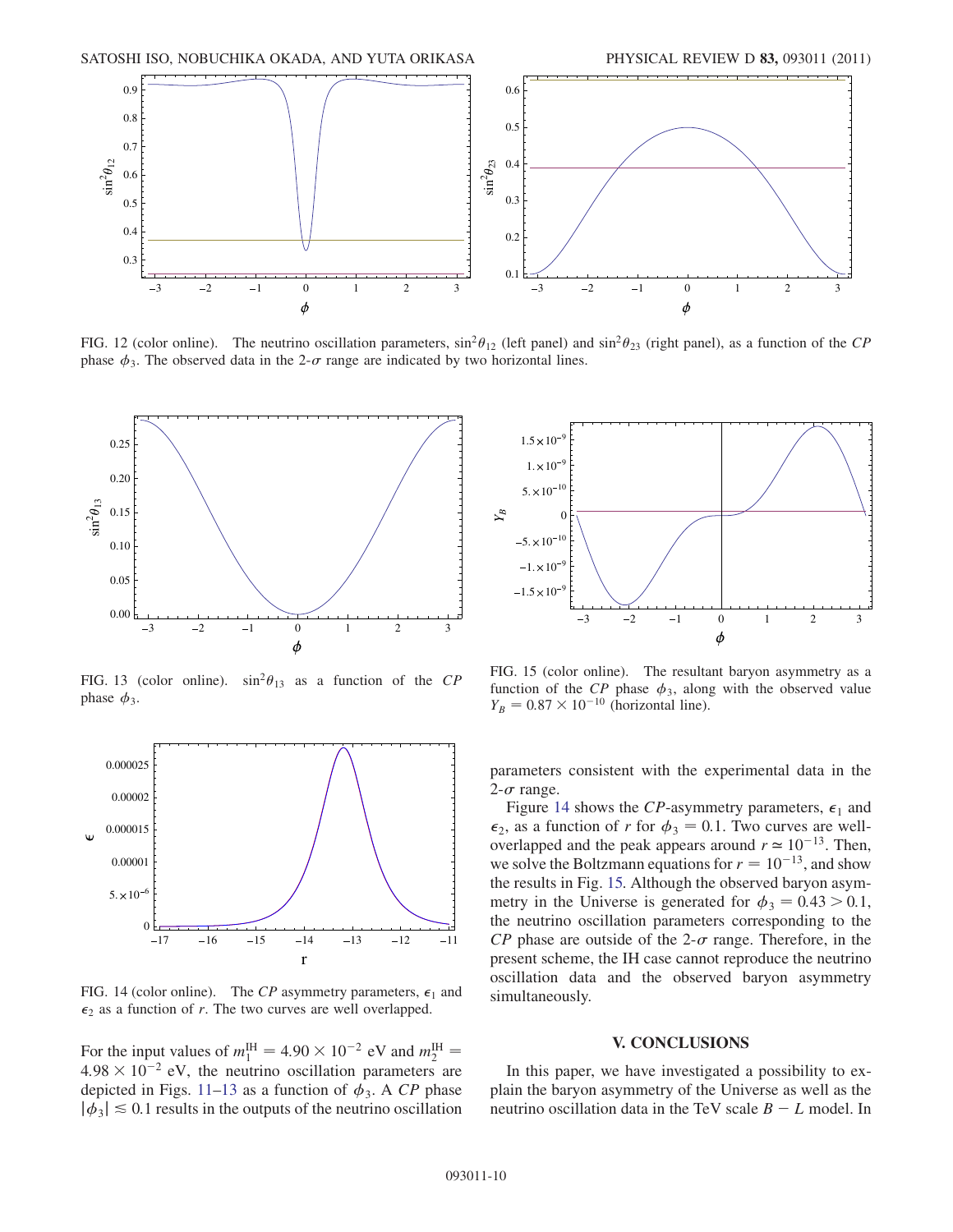FIG. 12 (color online). The neutrino oscillation parameters, $\sin^2\theta_{12}$ (left panel) and $\sin^2\theta_{23}$ (right panel), as a function of the *CP* phase $\phi_3$. The observed data in the 2-$\sigma$ range are indicated by two horizontal lines.

FIG. 13 (color online). $\sin^2\theta_{13}$ as a function of the *CP* phase $\phi_3$.

FIG. 14 (color online). The *CP* asymmetry parameters, $\epsilon_1$ and $\epsilon_2$ as a function of $r$. The two curves are well overlapped.

For the input values of $m_1^{\rm IH} = 4.90 \times 10^{-2}$ eV and $m_2^{\rm IH} = 4.98 \times 10^{-2}$ eV, the neutrino oscillation parameters are depicted in Figs. 11–13 as a function of $\phi_3$. A *CP* phase $|\phi_3| \lesssim 0.1$ results in the outputs of the neutrino oscillation parameters consistent with the experimental data in the 2-$\sigma$ range.

FIG. 15 (color online). The resultant baryon asymmetry as a function of the *CP* phase $\phi_3$, along with the observed value $Y_B = 0.87 \times 10^{-10}$ (horizontal line).

Figure 14 shows the *CP*-asymmetry parameters, $\epsilon_1$ and $\epsilon_2$, as a function of $r$ for $\phi_3 = 0.1$. Two curves are well-overlapped and the peak appears around $r \simeq 10^{-13}$. Then, we solve the Boltzmann equations for $r = 10^{-13}$, and show the results in Fig. 15. Although the observed baryon asymmetry in the Universe is generated for $\phi_3 = 0.43 > 0.1$, the neutrino oscillation parameters corresponding to the *CP* phase are outside of the 2-$\sigma$ range. Therefore, in the present scheme, the IH case cannot reproduce the neutrino oscillation data and the observed baryon asymmetry simultaneously.

## V. CONCLUSIONS

In this paper, we have investigated a possibility to explain the baryon asymmetry of the Universe as well as the neutrino oscillation data in the TeV scale $B - L$ model. In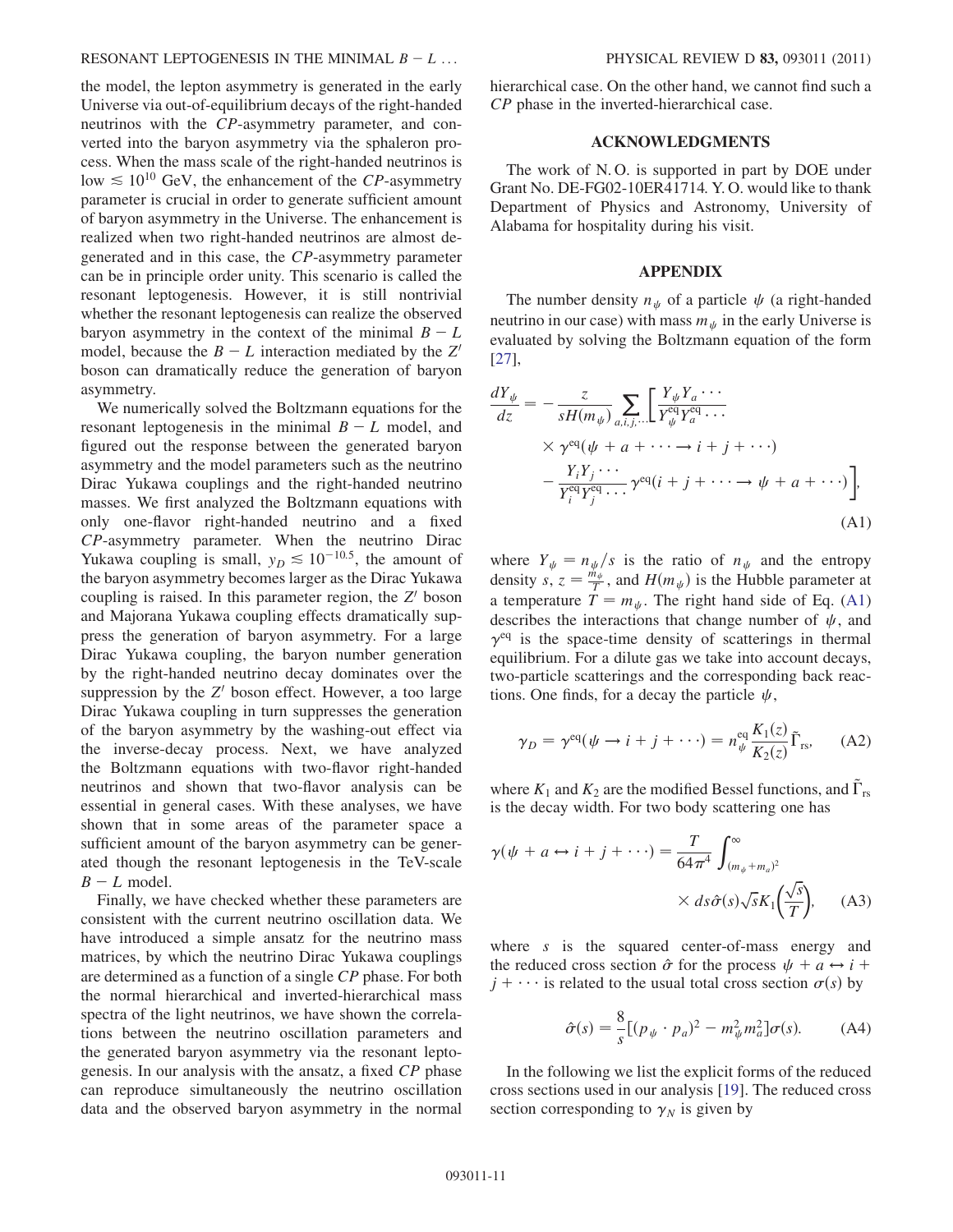the model, the lepton asymmetry is generated in the early Universe via out-of-equilibrium decays of the right-handed neutrinos with the *CP*-asymmetry parameter, and converted into the baryon asymmetry via the sphaleron process. When the mass scale of the right-handed neutrinos is low $\lesssim 10^{10}$ GeV, the enhancement of the *CP*-asymmetry parameter is crucial in order to generate sufficient amount of baryon asymmetry in the Universe. The enhancement is realized when two right-handed neutrinos are almost degenerated and in this case, the *CP*-asymmetry parameter can be in principle order unity. This scenario is called the resonant leptogenesis. However, it is still nontrivial whether the resonant leptogenesis can realize the observed baryon asymmetry in the context of the minimal $B-L$ model, because the $B-L$ interaction mediated by the $Z'$ boson can dramatically reduce the generation of baryon asymmetry.

We numerically solved the Boltzmann equations for the resonant leptogenesis in the minimal $B-L$ model, and figured out the response between the generated baryon asymmetry and the model parameters such as the neutrino Dirac Yukawa couplings and the right-handed neutrino masses. We first analyzed the Boltzmann equations with only one-flavor right-handed neutrino and a fixed *CP*-asymmetry parameter. When the neutrino Dirac Yukawa coupling is small, $y_D \lesssim 10^{-10.5}$, the amount of the baryon asymmetry becomes larger as the Dirac Yukawa coupling is raised. In this parameter region, the $Z'$ boson and Majorana Yukawa coupling effects dramatically suppress the generation of baryon asymmetry. For a large Dirac Yukawa coupling, the baryon number generation by the right-handed neutrino decay dominates over the suppression by the $Z'$ boson effect. However, a too large Dirac Yukawa coupling in turn suppresses the generation of the baryon asymmetry by the washing-out effect via the inverse-decay process. Next, we have analyzed the Boltzmann equations with two-flavor right-handed neutrinos and shown that two-flavor analysis can be essential in general cases. With these analyses, we have shown that in some areas of the parameter space a sufficient amount of the baryon asymmetry can be generated though the resonant leptogenesis in the TeV-scale $B-L$ model.

Finally, we have checked whether these parameters are consistent with the current neutrino oscillation data. We have introduced a simple ansatz for the neutrino mass matrices, by which the neutrino Dirac Yukawa couplings are determined as a function of a single *CP* phase. For both the normal hierarchical and inverted-hierarchical mass spectra of the light neutrinos, we have shown the correlations between the neutrino oscillation parameters and the generated baryon asymmetry via the resonant leptogenesis. In our analysis with the ansatz, a fixed *CP* phase can reproduce simultaneously the neutrino oscillation data and the observed baryon asymmetry in the normal hierarchical case. On the other hand, we cannot find such a *CP* phase in the inverted-hierarchical case.

## ACKNOWLEDGMENTS

The work of N. O. is supported in part by DOE under Grant No. DE-FG02-10ER41714. Y. O. would like to thank Department of Physics and Astronomy, University of Alabama for hospitality during his visit.

## APPENDIX

The number density $n_\psi$ of a particle $\psi$ (a right-handed neutrino in our case) with mass $m_\psi$ in the early Universe is evaluated by solving the Boltzmann equation of the form [27],

$$\frac{dY_\psi}{dz} = -\frac{z}{sH(m_\psi)} \sum_{a,i,j,\ldots} \left[ \frac{Y_\psi Y_a \cdots}{Y_\psi^{\mathrm{eq}} Y_a^{\mathrm{eq}} \cdots} \times \gamma^{\mathrm{eq}}(\psi + a + \cdots \to i + j + \cdots) - \frac{Y_i Y_j \cdots}{Y_i^{\mathrm{eq}} Y_j^{\mathrm{eq}} \cdots} \gamma^{\mathrm{eq}}(i + j + \cdots \to \psi + a + \cdots) \right], \tag{A1}$$

where $Y_\psi = n_\psi / s$ is the ratio of $n_\psi$ and the entropy density $s$, $z = \frac{m_\psi}{T}$, and $H(m_\psi)$ is the Hubble parameter at a temperature $T = m_\psi$. The right hand side of Eq. (A1) describes the interactions that change number of $\psi$, and $\gamma^{\mathrm{eq}}$ is the space-time density of scatterings in thermal equilibrium. For a dilute gas we take into account decays, two-particle scatterings and the corresponding back reactions. One finds, for a decay the particle $\psi$,

$$\gamma_D = \gamma^{\mathrm{eq}}(\psi \to i + j + \cdots) = n_\psi^{\mathrm{eq}} \frac{K_1(z)}{K_2(z)} \tilde{\Gamma}_{\mathrm{rs}}, \tag{A2}$$

where $K_1$ and $K_2$ are the modified Bessel functions, and $\tilde{\Gamma}_{\mathrm{rs}}$ is the decay width. For two body scattering one has

$$\gamma(\psi + a \leftrightarrow i + j + \cdots) = \frac{T}{64\pi^4} \int_{(m_\psi + m_a)^2}^{\infty} ds \hat{\sigma}(s) \sqrt{s} K_1\left(\frac{\sqrt{s}}{T}\right), \tag{A3}$$

where $s$ is the squared center-of-mass energy and the reduced cross section $\hat{\sigma}$ for the process $\psi + a \leftrightarrow i + j + \cdots$ is related to the usual total cross section $\sigma(s)$ by

$$\hat{\sigma}(s) = \frac{8}{s}[(p_\psi \cdot p_a)^2 - m_\psi^2 m_a^2]\sigma(s). \tag{A4}$$

In the following we list the explicit forms of the reduced cross sections used in our analysis [19]. The reduced cross section corresponding to $\gamma_N$ is given by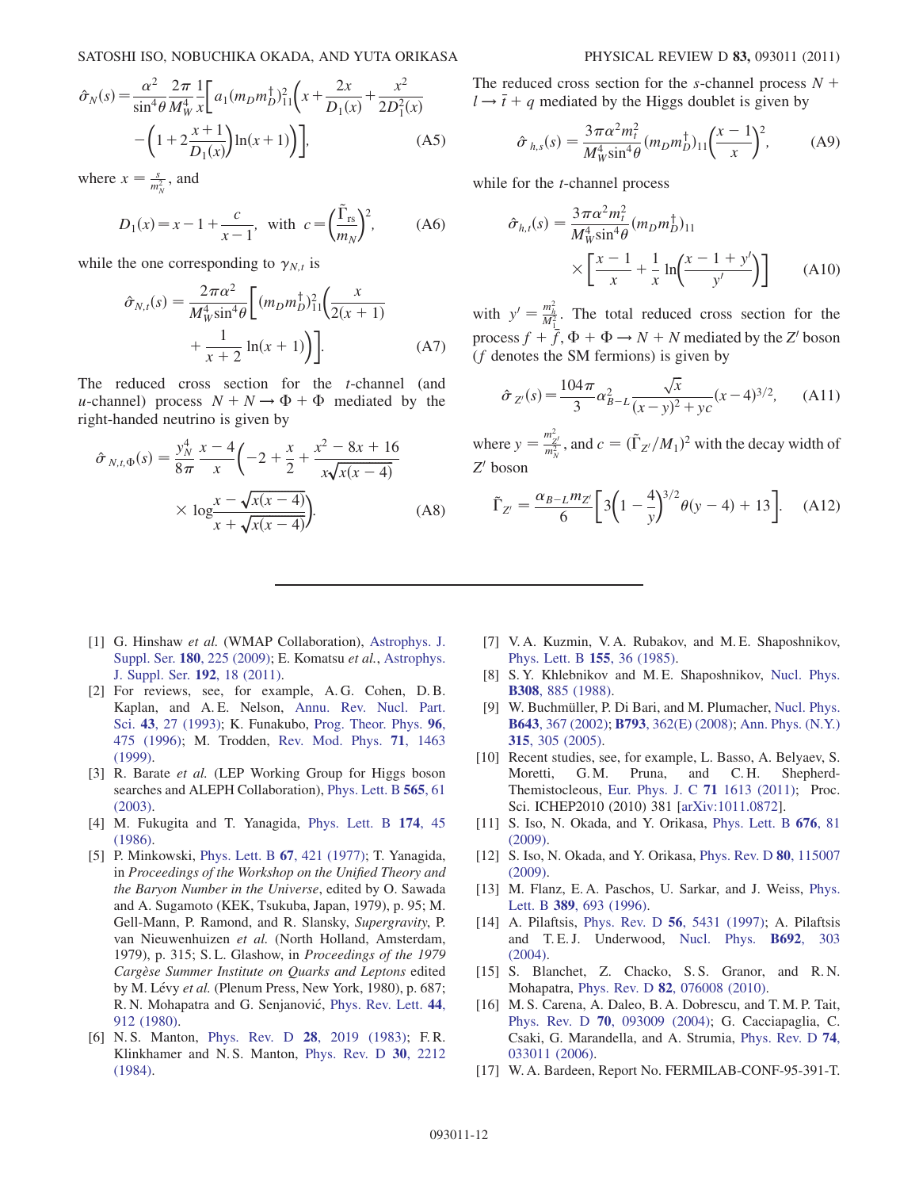$$\hat{\sigma}_N(s) = \frac{\alpha^2}{\sin^4\theta}\frac{2\pi}{M_W^4}\frac{1}{x}\Bigg[a_1(m_D m_D^\dagger)_{11}^2\bigg(x + \frac{2x}{D_1(x)} + \frac{x^2}{2D_1^2(x)} - \bigg(1 + 2\frac{x+1}{D_1(x)}\bigg)\ln(x+1)\bigg)\Bigg], \tag{A5}$$

where $x = \frac{s}{m_N^2}$, and

$$D_1(x) = x - 1 + \frac{c}{x-1}, \quad \text{with } c = \bigg(\frac{\tilde{\Gamma}_{\rm rs}}{m_N}\bigg)^2, \tag{A6}$$

while the one corresponding to $\gamma_{N,t}$ is

$$\hat{\sigma}_{N,t}(s) = \frac{2\pi\alpha^2}{M_W^4 \sin^4\theta}\bigg[(m_D m_D^\dagger)_{11}^2\bigg(\frac{x}{2(x+1)} + \frac{1}{x+2}\ln(x+1)\bigg)\bigg]. \tag{A7}$$

The reduced cross section for the $t$-channel (and $u$-channel) process $N + N \to \Phi + \Phi$ mediated by the right-handed neutrino is given by

$$\hat{\sigma}_{N,t,\Phi}(s) = \frac{y_N^4}{8\pi}\frac{x-4}{x}\bigg(-2 + \frac{x}{2} + \frac{x^2 - 8x + 16}{x\sqrt{x(x-4)}} \times \log\frac{x - \sqrt{x(x-4)}}{x + \sqrt{x(x-4)}}\bigg). \tag{A8}$$

The reduced cross section for the $s$-channel process $N + l \to \bar{t} + q$ mediated by the Higgs doublet is given by

$$\hat{\sigma}_{h,s}(s) = \frac{3\pi\alpha^2 m_t^2}{M_W^4 \sin^4\theta}(m_D m_D^\dagger)_{11}\bigg(\frac{x-1}{x}\bigg)^2, \tag{A9}$$

while for the $t$-channel process

$$\hat{\sigma}_{h,t}(s) = \frac{3\pi\alpha^2 m_t^2}{M_W^4 \sin^4\theta}(m_D m_D^\dagger)_{11} \times \bigg[\frac{x-1}{x} + \frac{1}{x}\ln\bigg(\frac{x-1+y'}{y'}\bigg)\bigg] \tag{A10}$$

with $y' = \frac{m_h^2}{M_1^2}$. The total reduced cross section for the process $f + \bar{f}, \Phi + \Phi \to N + N$ mediated by the $Z'$ boson ($f$ denotes the SM fermions) is given by

$$\hat{\sigma}_{Z'}(s) = \frac{104\pi}{3}\alpha_{B-L}^2 \frac{\sqrt{x}}{(x-y)^2 + yc}(x-4)^{3/2}, \tag{A11}$$

where $y = \frac{m_{Z'}^2}{m_N^2}$, and $c = (\tilde{\Gamma}_{Z'}/M_1)^2$ with the decay width of $Z'$ boson

$$\tilde{\Gamma}_{Z'} = \frac{\alpha_{B-L} m_{Z'}}{6}\bigg[3\bigg(1 - \frac{4}{y}\bigg)^{3/2}\theta(y-4) + 13\bigg]. \tag{A12}$$

---

[1] G. Hinshaw *et al.* (WMAP Collaboration), Astrophys. J. Suppl. Ser. **180**, 225 (2009); E. Komatsu *et al.*, Astrophys. J. Suppl. Ser. **192**, 18 (2011).

[2] For reviews, see, for example, A. G. Cohen, D. B. Kaplan, and A. E. Nelson, Annu. Rev. Nucl. Part. Sci. **43**, 27 (1993); K. Funakubo, Prog. Theor. Phys. **96**, 475 (1996); M. Trodden, Rev. Mod. Phys. **71**, 1463 (1999).

[3] R. Barate *et al.* (LEP Working Group for Higgs boson searches and ALEPH Collaboration), Phys. Lett. B **565**, 61 (2003).

[4] M. Fukugita and T. Yanagida, Phys. Lett. B **174**, 45 (1986).

[5] P. Minkowski, Phys. Lett. B **67**, 421 (1977); T. Yanagida, in *Proceedings of the Workshop on the Unified Theory and the Baryon Number in the Universe*, edited by O. Sawada and A. Sugamoto (KEK, Tsukuba, Japan, 1979), p. 95; M. Gell-Mann, P. Ramond, and R. Slansky, *Supergravity*, P. van Nieuwenhuizen *et al.* (North Holland, Amsterdam, 1979), p. 315; S. L. Glashow, in *Proceedings of the 1979 Cargèse Summer Institute on Quarks and Leptons* edited by M. Lévy *et al.* (Plenum Press, New York, 1980), p. 687; R. N. Mohapatra and G. Senjanović, Phys. Rev. Lett. **44**, 912 (1980).

[6] N. S. Manton, Phys. Rev. D **28**, 2019 (1983); F. R. Klinkhamer and N. S. Manton, Phys. Rev. D **30**, 2212 (1984).

[7] V. A. Kuzmin, V. A. Rubakov, and M. E. Shaposhnikov, Phys. Lett. B **155**, 36 (1985).

[8] S. Y. Khlebnikov and M. E. Shaposhnikov, Nucl. Phys. **B308**, 885 (1988).

[9] W. Buchmüller, P. Di Bari, and M. Plumacher, Nucl. Phys. **B643**, 367 (2002); **B793**, 362(E) (2008); Ann. Phys. (N.Y.) **315**, 305 (2005).

[10] Recent studies, see, for example, L. Basso, A. Belyaev, S. Moretti, G. M. Pruna, and C. H. Shepherd-Themistocleous, Eur. Phys. J. C **71** 1613 (2011); Proc. Sci. ICHEP2010 (2010) 381 [arXiv:1011.0872].

[11] S. Iso, N. Okada, and Y. Orikasa, Phys. Lett. B **676**, 81 (2009).

[12] S. Iso, N. Okada, and Y. Orikasa, Phys. Rev. D **80**, 115007 (2009).

[13] M. Flanz, E. A. Paschos, U. Sarkar, and J. Weiss, Phys. Lett. B **389**, 693 (1996).

[14] A. Pilaftsis, Phys. Rev. D **56**, 5431 (1997); A. Pilaftsis and T. E. J. Underwood, Nucl. Phys. **B692**, 303 (2004).

[15] S. Blanchet, Z. Chacko, S. S. Granor, and R. N. Mohapatra, Phys. Rev. D **82**, 076008 (2010).

[16] M. S. Carena, A. Daleo, B. A. Dobrescu, and T. M. P. Tait, Phys. Rev. D **70**, 093009 (2004); G. Cacciapaglia, C. Csaki, G. Marandella, and A. Strumia, Phys. Rev. D **74**, 033011 (2006).

[17] W. A. Bardeen, Report No. FERMILAB-CONF-95-391-T.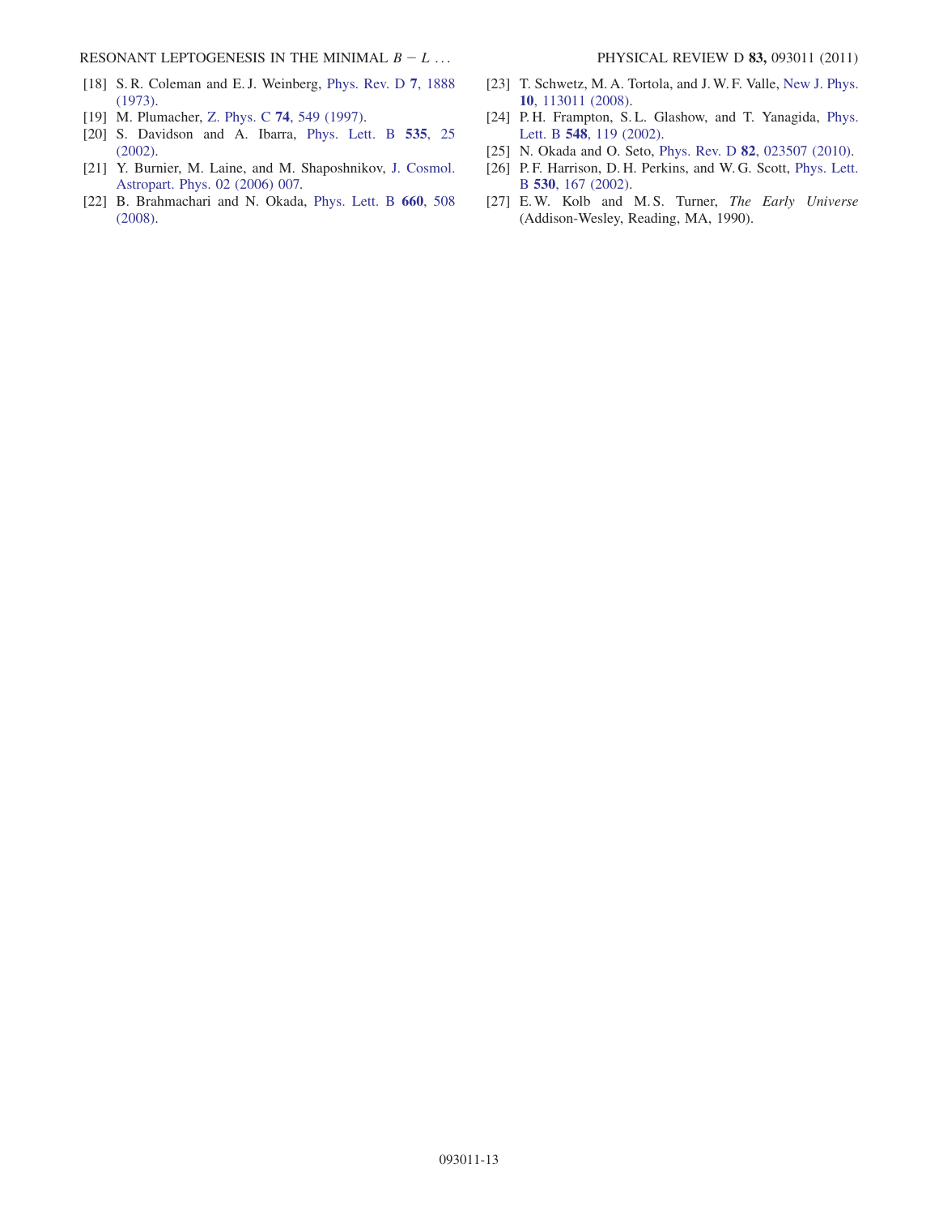[18] S. R. Coleman and E. J. Weinberg, Phys. Rev. D **7**, 1888 (1973).

[19] M. Plumacher, Z. Phys. C **74**, 549 (1997).

[20] S. Davidson and A. Ibarra, Phys. Lett. B **535**, 25 (2002).

[21] Y. Burnier, M. Laine, and M. Shaposhnikov, J. Cosmol. Astropart. Phys. 02 (2006) 007.

[22] B. Brahmachari and N. Okada, Phys. Lett. B **660**, 508 (2008).

[23] T. Schwetz, M. A. Tortola, and J. W. F. Valle, New J. Phys. **10**, 113011 (2008).

[24] P. H. Frampton, S. L. Glashow, and T. Yanagida, Phys. Lett. B **548**, 119 (2002).

[25] N. Okada and O. Seto, Phys. Rev. D **82**, 023507 (2010).

[26] P. F. Harrison, D. H. Perkins, and W. G. Scott, Phys. Lett. B **530**, 167 (2002).

[27] E. W. Kolb and M. S. Turner, *The Early Universe* (Addison-Wesley, Reading, MA, 1990).